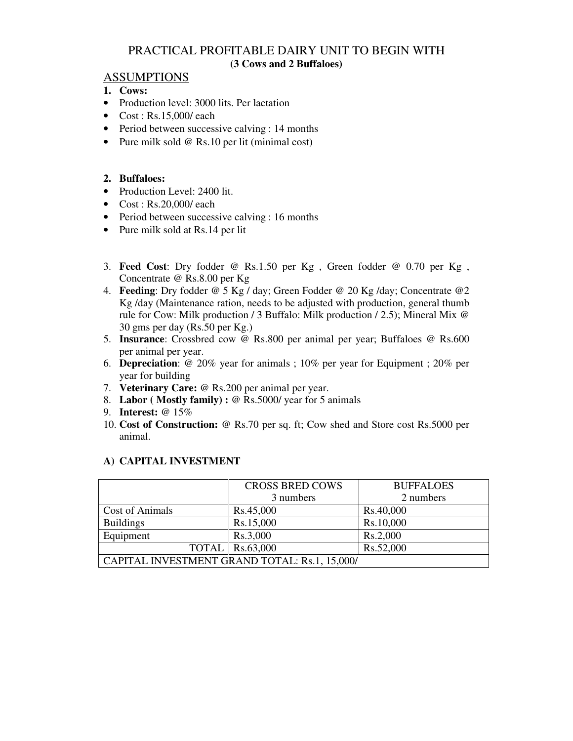# PRACTICAL PROFITABLE DAIRY UNIT TO BEGIN WITH

**(3 Cows and 2 Buffaloes)**

## ASSUMPTIONS

1. **Cows:**

- Production level: 3000 lits. Per lactation
- Cost : Rs.15,000/ each
- Period between successive calving : 14 months
- Pure milk sold @ Rs.10 per lit (minimal cost)

2. **Buffaloes:**

- Production Level: 2400 lit.
- Cost : Rs.20,000/ each
- Period between successive calving : 16 months
- Pure milk sold at Rs.14 per lit

3. **Feed Cost**: Dry fodder @ Rs.1.50 per Kg , Green fodder @ 0.70 per Kg , Concentrate @ Rs.8.00 per Kg
4. **Feeding**: Dry fodder @ 5 Kg / day; Green Fodder @ 20 Kg /day; Concentrate @2 Kg /day (Maintenance ration, needs to be adjusted with production, general thumb rule for Cow: Milk production / 3 Buffalo: Milk production / 2.5); Mineral Mix @ 30 gms per day (Rs.50 per Kg.)
5. **Insurance**: Crossbred cow @ Rs.800 per animal per year; Buffaloes @ Rs.600 per animal per year.
6. **Depreciation**: @ 20% year for animals ; 10% per year for Equipment ; 20% per year for building
7. **Veterinary Care:** @ Rs.200 per animal per year.
8. **Labor ( Mostly family) :** @ Rs.5000/ year for 5 animals
9. **Interest:** @ 15%
10. **Cost of Construction:** @ Rs.70 per sq. ft; Cow shed and Store cost Rs.5000 per animal.

### A) CAPITAL INVESTMENT

| | CROSS BRED COWS 3 numbers | BUFFALOES 2 numbers |
|---|---|---|
| Cost of Animals | Rs.45,000 | Rs.40,000 |
| Buildings | Rs.15,000 | Rs.10,000 |
| Equipment | Rs.3,000 | Rs.2,000 |
| TOTAL | Rs.63,000 | Rs.52,000 |
| CAPITAL INVESTMENT GRAND TOTAL: Rs.1, 15,000/ | | |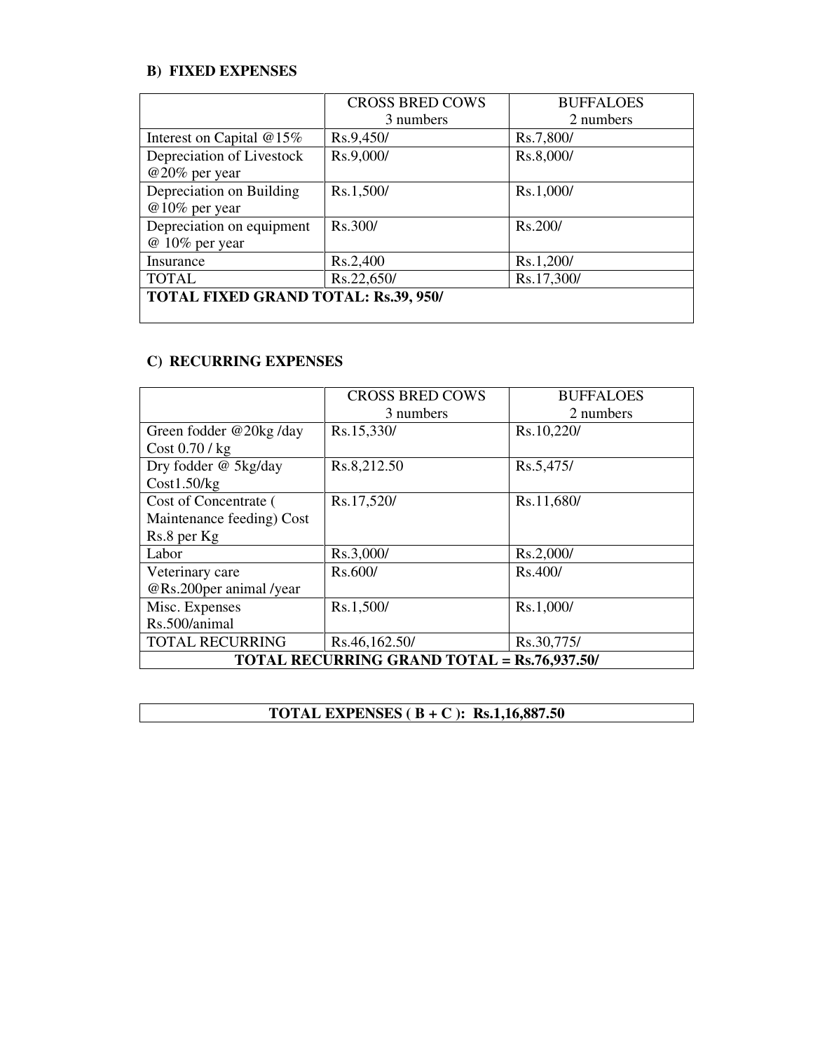### B) FIXED EXPENSES

| | CROSS BRED COWS 3 numbers | BUFFALOES 2 numbers |
|---|---|---|
| Interest on Capital @15% | Rs.9,450/ | Rs.7,800/ |
| Depreciation of Livestock @20% per year | Rs.9,000/ | Rs.8,000/ |
| Depreciation on Building @10% per year | Rs.1,500/ | Rs.1,000/ |
| Depreciation on equipment @ 10% per year | Rs.300/ | Rs.200/ |
| Insurance | Rs.2,400 | Rs.1,200/ |
| TOTAL | Rs.22,650/ | Rs.17,300/ |
| **TOTAL FIXED GRAND TOTAL: Rs.39, 950/** | | |

### C) RECURRING EXPENSES

| | CROSS BRED COWS 3 numbers | BUFFALOES 2 numbers |
|---|---|---|
| Green fodder @20kg /day Cost 0.70 / kg | Rs.15,330/ | Rs.10,220/ |
| Dry fodder @ 5kg/day Cost1.50/kg | Rs.8,212.50 | Rs.5,475/ |
| Cost of Concentrate ( Maintenance feeding) Cost Rs.8 per Kg | Rs.17,520/ | Rs.11,680/ |
| Labor | Rs.3,000/ | Rs.2,000/ |
| Veterinary care @Rs.200per animal /year | Rs.600/ | Rs.400/ |
| Misc. Expenses Rs.500/animal | Rs.1,500/ | Rs.1,000/ |
| TOTAL RECURRING | Rs.46,162.50/ | Rs.30,775/ |
| **TOTAL RECURRING GRAND TOTAL = Rs.76,937.50/** | | |

| **TOTAL EXPENSES ( B + C ): Rs.1,16,887.50** |
|---|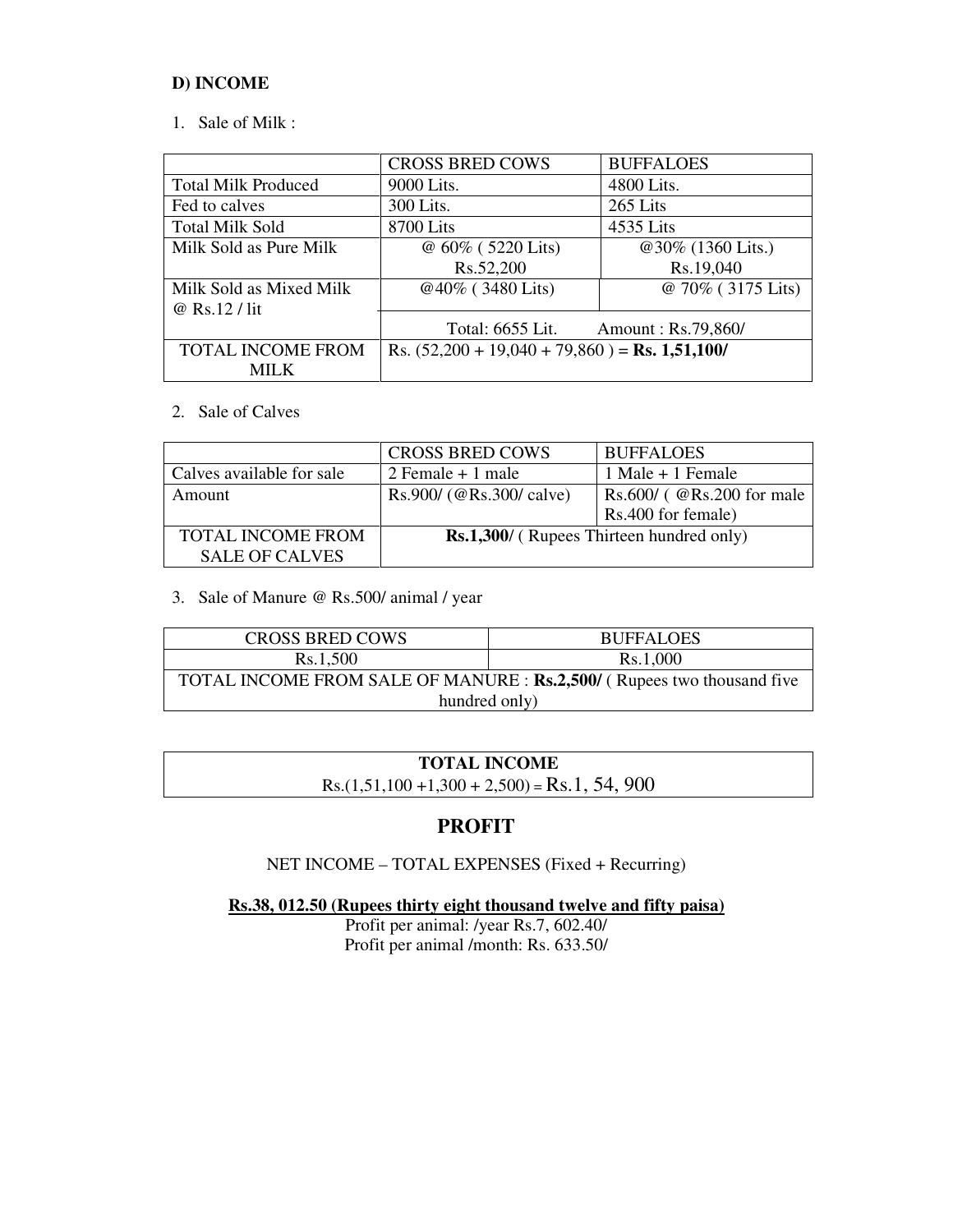**D) INCOME**

1. Sale of Milk :

| | CROSS BRED COWS | BUFFALOES |
|---|---|---|
| Total Milk Produced | 9000 Lits. | 4800 Lits. |
| Fed to calves | 300 Lits. | 265 Lits |
| Total Milk Sold | 8700 Lits | 4535 Lits |
| Milk Sold as Pure Milk | @ 60% ( 5220 Lits) Rs.52,200 | @30% (1360 Lits.) Rs.19,040 |
| Milk Sold as Mixed Milk @ Rs.12 / lit | @40% ( 3480 Lits) | @ 70% ( 3175 Lits) |
| | Total: 6655 Lit. Amount : Rs.79,860/ | |
| TOTAL INCOME FROM MILK | Rs. (52,200 + 19,040 + 79,860 ) = **Rs. 1,51,100/** | |

2. Sale of Calves

| | CROSS BRED COWS | BUFFALOES |
|---|---|---|
| Calves available for sale | 2 Female + 1 male | 1 Male + 1 Female |
| Amount | Rs.900/ (@Rs.300/ calve) | Rs.600/ ( @Rs.200 for male Rs.400 for female) |
| TOTAL INCOME FROM SALE OF CALVES | **Rs.1,300/** ( Rupees Thirteen hundred only) | |

3. Sale of Manure @ Rs.500/ animal / year

| CROSS BRED COWS | BUFFALOES |
|---|---|
| Rs.1,500 | Rs.1,000 |
| TOTAL INCOME FROM SALE OF MANURE : **Rs.2,500/** ( Rupees two thousand five hundred only) | |

| **TOTAL INCOME** |
|---|
| Rs.(1,51,100 +1,300 + 2,500) = Rs.1, 54, 900 |

## PROFIT

NET INCOME – TOTAL EXPENSES (Fixed + Recurring)

**Rs.38, 012.50 (Rupees thirty eight thousand twelve and fifty paisa)**

Profit per animal: /year Rs.7, 602.40/

Profit per animal /month: Rs. 633.50/